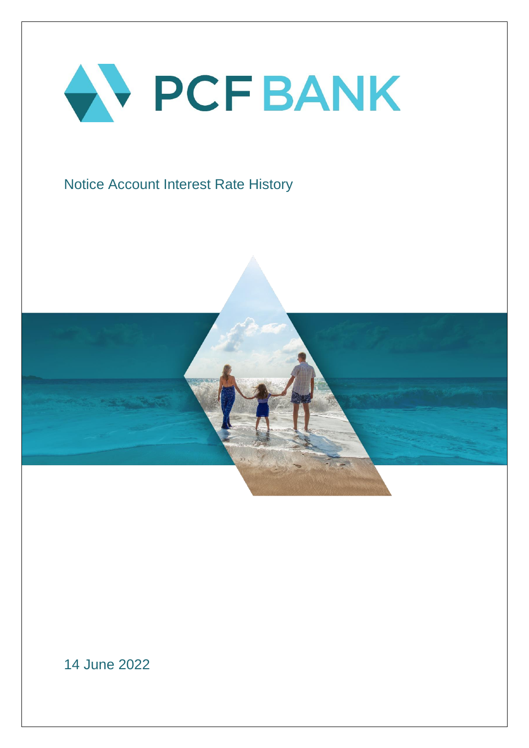# PCF BANK

## Notice Account Interest Rate History

14 June 2022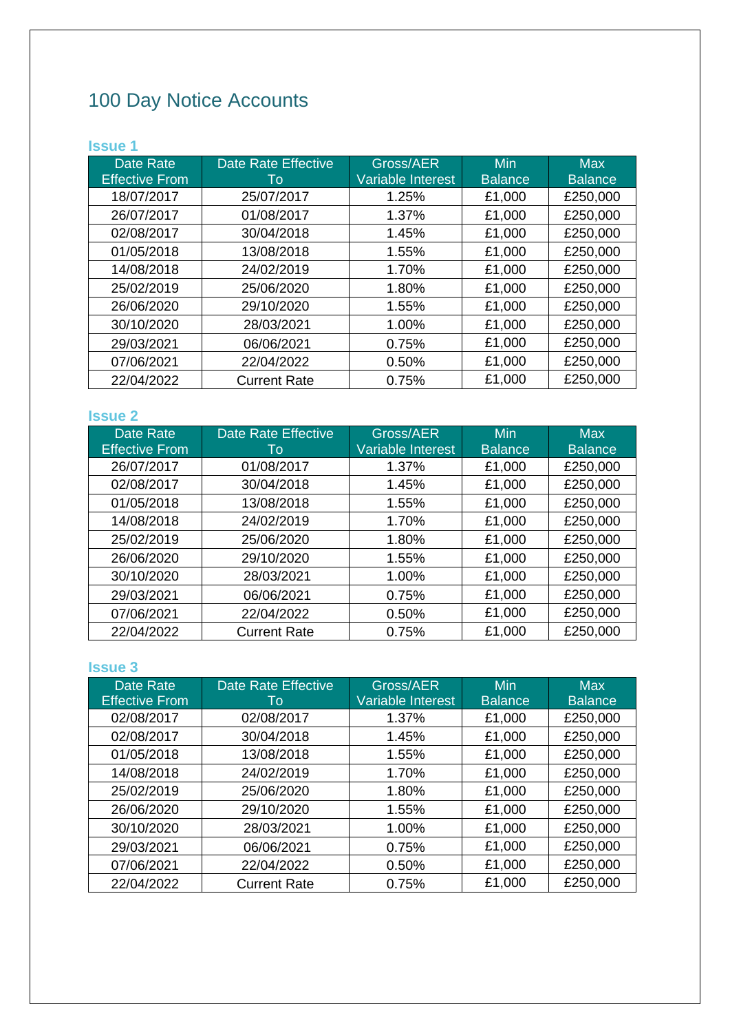# 100 Day Notice Accounts

### Issue 1

| Date Rate Effective From | Date Rate Effective To | Gross/AER Variable Interest | Min Balance | Max Balance |
|---|---|---|---|---|
| 18/07/2017 | 25/07/2017 | 1.25% | £1,000 | £250,000 |
| 26/07/2017 | 01/08/2017 | 1.37% | £1,000 | £250,000 |
| 02/08/2017 | 30/04/2018 | 1.45% | £1,000 | £250,000 |
| 01/05/2018 | 13/08/2018 | 1.55% | £1,000 | £250,000 |
| 14/08/2018 | 24/02/2019 | 1.70% | £1,000 | £250,000 |
| 25/02/2019 | 25/06/2020 | 1.80% | £1,000 | £250,000 |
| 26/06/2020 | 29/10/2020 | 1.55% | £1,000 | £250,000 |
| 30/10/2020 | 28/03/2021 | 1.00% | £1,000 | £250,000 |
| 29/03/2021 | 06/06/2021 | 0.75% | £1,000 | £250,000 |
| 07/06/2021 | 22/04/2022 | 0.50% | £1,000 | £250,000 |
| 22/04/2022 | Current Rate | 0.75% | £1,000 | £250,000 |

### Issue 2

| Date Rate Effective From | Date Rate Effective To | Gross/AER Variable Interest | Min Balance | Max Balance |
|---|---|---|---|---|
| 26/07/2017 | 01/08/2017 | 1.37% | £1,000 | £250,000 |
| 02/08/2017 | 30/04/2018 | 1.45% | £1,000 | £250,000 |
| 01/05/2018 | 13/08/2018 | 1.55% | £1,000 | £250,000 |
| 14/08/2018 | 24/02/2019 | 1.70% | £1,000 | £250,000 |
| 25/02/2019 | 25/06/2020 | 1.80% | £1,000 | £250,000 |
| 26/06/2020 | 29/10/2020 | 1.55% | £1,000 | £250,000 |
| 30/10/2020 | 28/03/2021 | 1.00% | £1,000 | £250,000 |
| 29/03/2021 | 06/06/2021 | 0.75% | £1,000 | £250,000 |
| 07/06/2021 | 22/04/2022 | 0.50% | £1,000 | £250,000 |
| 22/04/2022 | Current Rate | 0.75% | £1,000 | £250,000 |

### Issue 3

| Date Rate Effective From | Date Rate Effective To | Gross/AER Variable Interest | Min Balance | Max Balance |
|---|---|---|---|---|
| 02/08/2017 | 02/08/2017 | 1.37% | £1,000 | £250,000 |
| 02/08/2017 | 30/04/2018 | 1.45% | £1,000 | £250,000 |
| 01/05/2018 | 13/08/2018 | 1.55% | £1,000 | £250,000 |
| 14/08/2018 | 24/02/2019 | 1.70% | £1,000 | £250,000 |
| 25/02/2019 | 25/06/2020 | 1.80% | £1,000 | £250,000 |
| 26/06/2020 | 29/10/2020 | 1.55% | £1,000 | £250,000 |
| 30/10/2020 | 28/03/2021 | 1.00% | £1,000 | £250,000 |
| 29/03/2021 | 06/06/2021 | 0.75% | £1,000 | £250,000 |
| 07/06/2021 | 22/04/2022 | 0.50% | £1,000 | £250,000 |
| 22/04/2022 | Current Rate | 0.75% | £1,000 | £250,000 |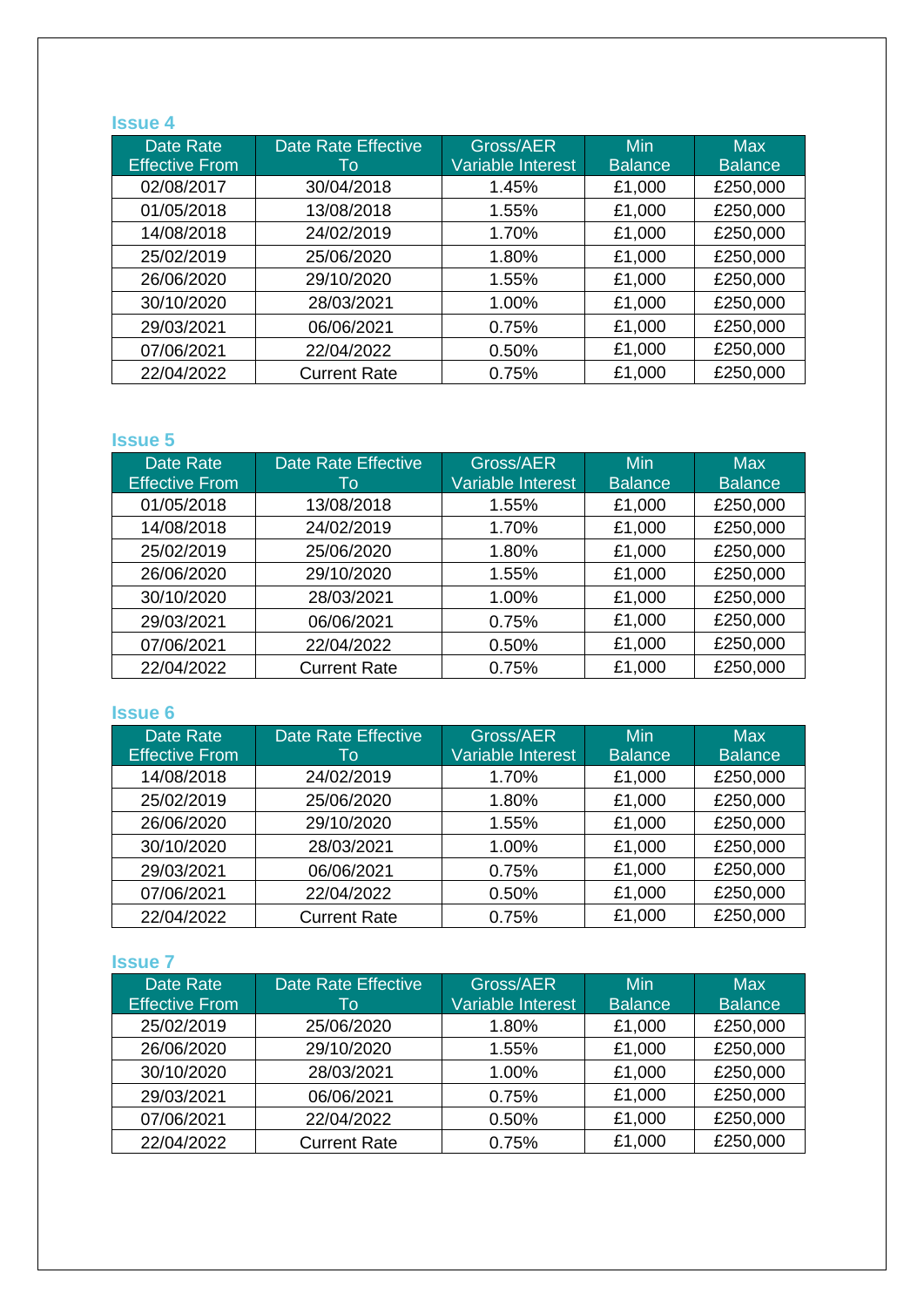### Issue 4

| Date Rate Effective From | Date Rate Effective To | Gross/AER Variable Interest | Min Balance | Max Balance |
|---|---|---|---|---|
| 02/08/2017 | 30/04/2018 | 1.45% | £1,000 | £250,000 |
| 01/05/2018 | 13/08/2018 | 1.55% | £1,000 | £250,000 |
| 14/08/2018 | 24/02/2019 | 1.70% | £1,000 | £250,000 |
| 25/02/2019 | 25/06/2020 | 1.80% | £1,000 | £250,000 |
| 26/06/2020 | 29/10/2020 | 1.55% | £1,000 | £250,000 |
| 30/10/2020 | 28/03/2021 | 1.00% | £1,000 | £250,000 |
| 29/03/2021 | 06/06/2021 | 0.75% | £1,000 | £250,000 |
| 07/06/2021 | 22/04/2022 | 0.50% | £1,000 | £250,000 |
| 22/04/2022 | Current Rate | 0.75% | £1,000 | £250,000 |

### Issue 5

| Date Rate Effective From | Date Rate Effective To | Gross/AER Variable Interest | Min Balance | Max Balance |
|---|---|---|---|---|
| 01/05/2018 | 13/08/2018 | 1.55% | £1,000 | £250,000 |
| 14/08/2018 | 24/02/2019 | 1.70% | £1,000 | £250,000 |
| 25/02/2019 | 25/06/2020 | 1.80% | £1,000 | £250,000 |
| 26/06/2020 | 29/10/2020 | 1.55% | £1,000 | £250,000 |
| 30/10/2020 | 28/03/2021 | 1.00% | £1,000 | £250,000 |
| 29/03/2021 | 06/06/2021 | 0.75% | £1,000 | £250,000 |
| 07/06/2021 | 22/04/2022 | 0.50% | £1,000 | £250,000 |
| 22/04/2022 | Current Rate | 0.75% | £1,000 | £250,000 |

### Issue 6

| Date Rate Effective From | Date Rate Effective To | Gross/AER Variable Interest | Min Balance | Max Balance |
|---|---|---|---|---|
| 14/08/2018 | 24/02/2019 | 1.70% | £1,000 | £250,000 |
| 25/02/2019 | 25/06/2020 | 1.80% | £1,000 | £250,000 |
| 26/06/2020 | 29/10/2020 | 1.55% | £1,000 | £250,000 |
| 30/10/2020 | 28/03/2021 | 1.00% | £1,000 | £250,000 |
| 29/03/2021 | 06/06/2021 | 0.75% | £1,000 | £250,000 |
| 07/06/2021 | 22/04/2022 | 0.50% | £1,000 | £250,000 |
| 22/04/2022 | Current Rate | 0.75% | £1,000 | £250,000 |

### Issue 7

| Date Rate Effective From | Date Rate Effective To | Gross/AER Variable Interest | Min Balance | Max Balance |
|---|---|---|---|---|
| 25/02/2019 | 25/06/2020 | 1.80% | £1,000 | £250,000 |
| 26/06/2020 | 29/10/2020 | 1.55% | £1,000 | £250,000 |
| 30/10/2020 | 28/03/2021 | 1.00% | £1,000 | £250,000 |
| 29/03/2021 | 06/06/2021 | 0.75% | £1,000 | £250,000 |
| 07/06/2021 | 22/04/2022 | 0.50% | £1,000 | £250,000 |
| 22/04/2022 | Current Rate | 0.75% | £1,000 | £250,000 |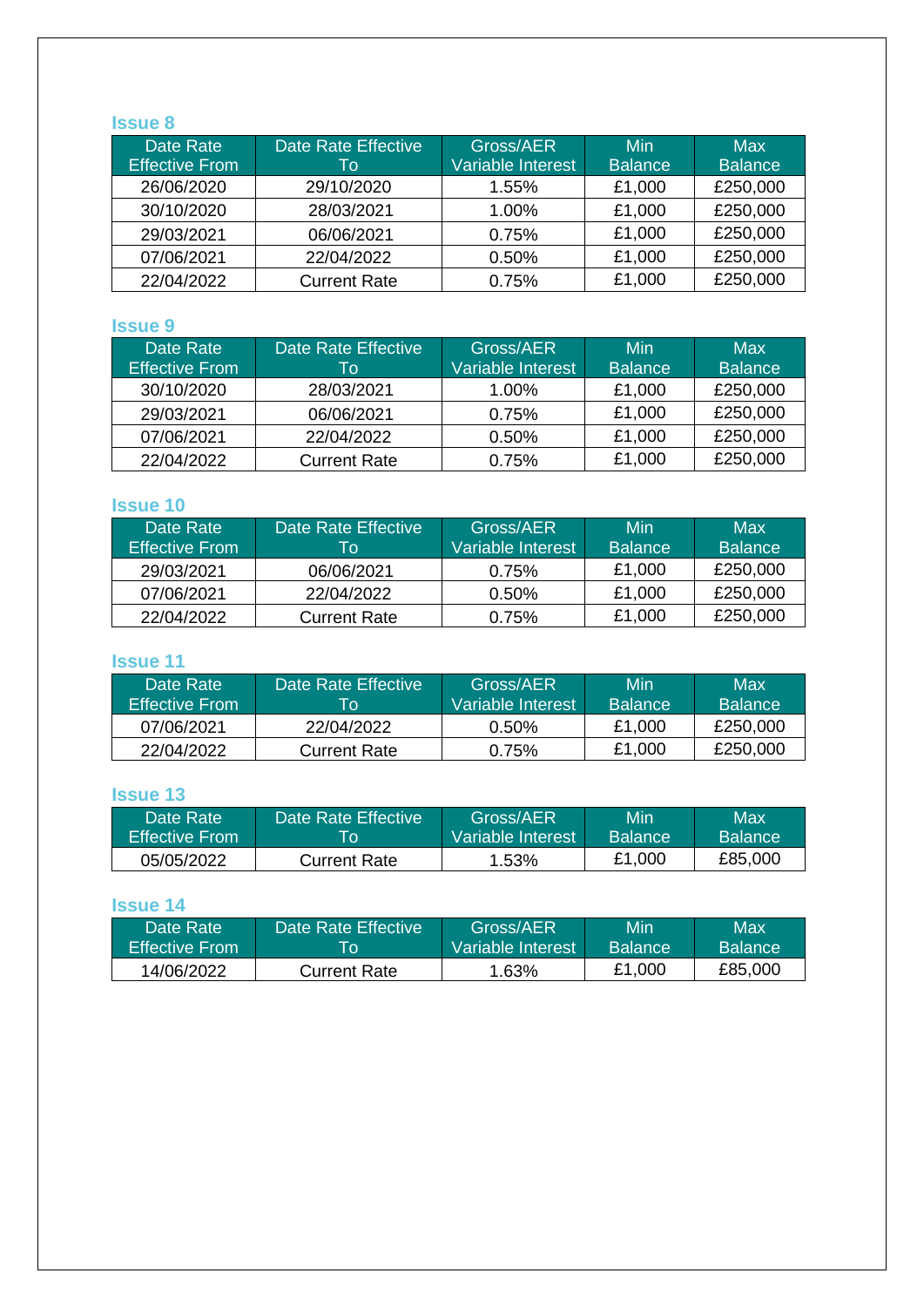### Issue 8

| Date Rate Effective From | Date Rate Effective To | Gross/AER Variable Interest | Min Balance | Max Balance |
|---|---|---|---|---|
| 26/06/2020 | 29/10/2020 | 1.55% | £1,000 | £250,000 |
| 30/10/2020 | 28/03/2021 | 1.00% | £1,000 | £250,000 |
| 29/03/2021 | 06/06/2021 | 0.75% | £1,000 | £250,000 |
| 07/06/2021 | 22/04/2022 | 0.50% | £1,000 | £250,000 |
| 22/04/2022 | Current Rate | 0.75% | £1,000 | £250,000 |

### Issue 9

| Date Rate Effective From | Date Rate Effective To | Gross/AER Variable Interest | Min Balance | Max Balance |
|---|---|---|---|---|
| 30/10/2020 | 28/03/2021 | 1.00% | £1,000 | £250,000 |
| 29/03/2021 | 06/06/2021 | 0.75% | £1,000 | £250,000 |
| 07/06/2021 | 22/04/2022 | 0.50% | £1,000 | £250,000 |
| 22/04/2022 | Current Rate | 0.75% | £1,000 | £250,000 |

### Issue 10

| Date Rate Effective From | Date Rate Effective To | Gross/AER Variable Interest | Min Balance | Max Balance |
|---|---|---|---|---|
| 29/03/2021 | 06/06/2021 | 0.75% | £1,000 | £250,000 |
| 07/06/2021 | 22/04/2022 | 0.50% | £1,000 | £250,000 |
| 22/04/2022 | Current Rate | 0.75% | £1,000 | £250,000 |

### Issue 11

| Date Rate Effective From | Date Rate Effective To | Gross/AER Variable Interest | Min Balance | Max Balance |
|---|---|---|---|---|
| 07/06/2021 | 22/04/2022 | 0.50% | £1,000 | £250,000 |
| 22/04/2022 | Current Rate | 0.75% | £1,000 | £250,000 |

### Issue 13

| Date Rate Effective From | Date Rate Effective To | Gross/AER Variable Interest | Min Balance | Max Balance |
|---|---|---|---|---|
| 05/05/2022 | Current Rate | 1.53% | £1,000 | £85,000 |

### Issue 14

| Date Rate Effective From | Date Rate Effective To | Gross/AER Variable Interest | Min Balance | Max Balance |
|---|---|---|---|---|
| 14/06/2022 | Current Rate | 1.63% | £1,000 | £85,000 |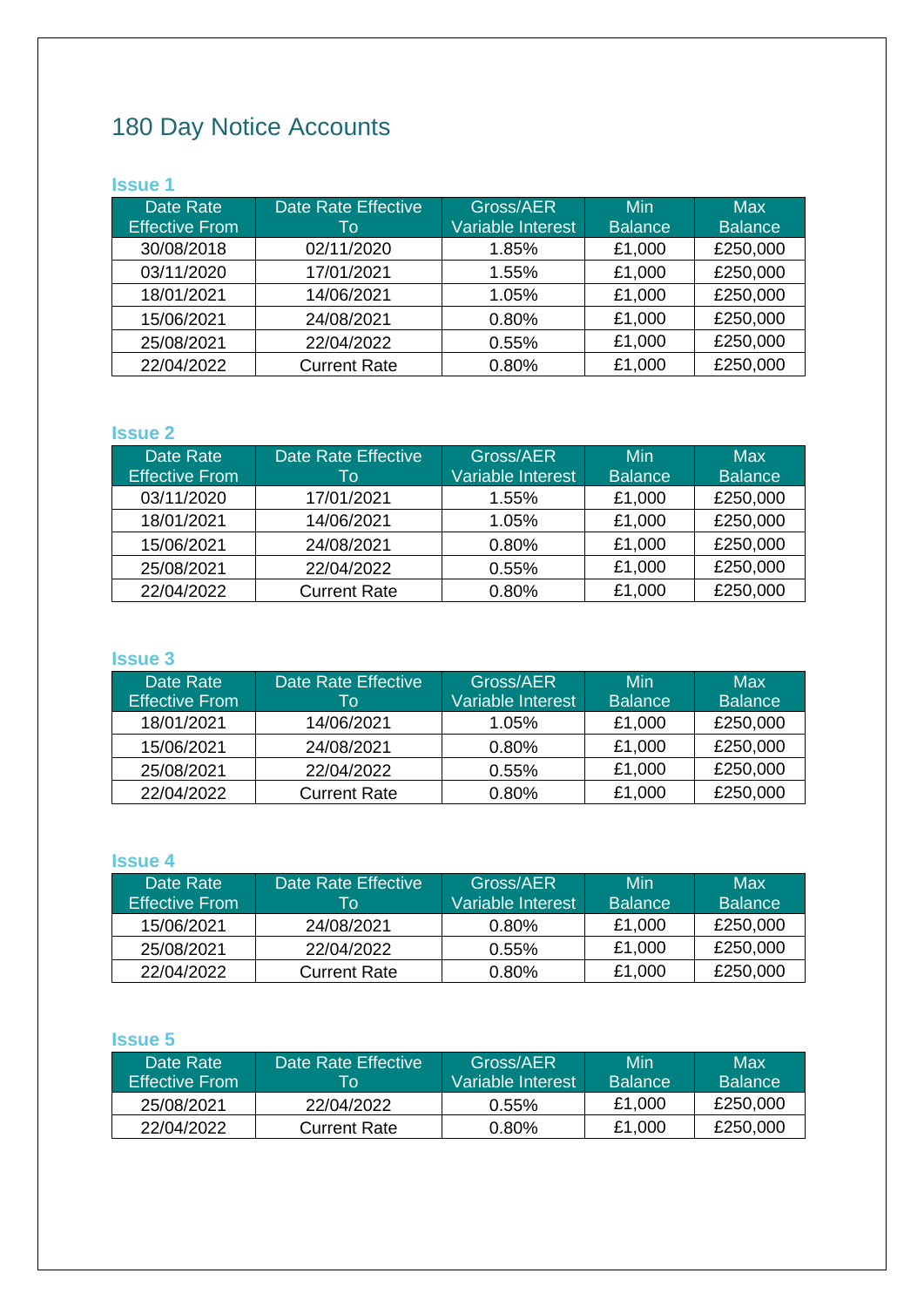# 180 Day Notice Accounts

### Issue 1

| Date Rate Effective From | Date Rate Effective To | Gross/AER Variable Interest | Min Balance | Max Balance |
|---|---|---|---|---|
| 30/08/2018 | 02/11/2020 | 1.85% | £1,000 | £250,000 |
| 03/11/2020 | 17/01/2021 | 1.55% | £1,000 | £250,000 |
| 18/01/2021 | 14/06/2021 | 1.05% | £1,000 | £250,000 |
| 15/06/2021 | 24/08/2021 | 0.80% | £1,000 | £250,000 |
| 25/08/2021 | 22/04/2022 | 0.55% | £1,000 | £250,000 |
| 22/04/2022 | Current Rate | 0.80% | £1,000 | £250,000 |

### Issue 2

| Date Rate Effective From | Date Rate Effective To | Gross/AER Variable Interest | Min Balance | Max Balance |
|---|---|---|---|---|
| 03/11/2020 | 17/01/2021 | 1.55% | £1,000 | £250,000 |
| 18/01/2021 | 14/06/2021 | 1.05% | £1,000 | £250,000 |
| 15/06/2021 | 24/08/2021 | 0.80% | £1,000 | £250,000 |
| 25/08/2021 | 22/04/2022 | 0.55% | £1,000 | £250,000 |
| 22/04/2022 | Current Rate | 0.80% | £1,000 | £250,000 |

### Issue 3

| Date Rate Effective From | Date Rate Effective To | Gross/AER Variable Interest | Min Balance | Max Balance |
|---|---|---|---|---|
| 18/01/2021 | 14/06/2021 | 1.05% | £1,000 | £250,000 |
| 15/06/2021 | 24/08/2021 | 0.80% | £1,000 | £250,000 |
| 25/08/2021 | 22/04/2022 | 0.55% | £1,000 | £250,000 |
| 22/04/2022 | Current Rate | 0.80% | £1,000 | £250,000 |

### Issue 4

| Date Rate Effective From | Date Rate Effective To | Gross/AER Variable Interest | Min Balance | Max Balance |
|---|---|---|---|---|
| 15/06/2021 | 24/08/2021 | 0.80% | £1,000 | £250,000 |
| 25/08/2021 | 22/04/2022 | 0.55% | £1,000 | £250,000 |
| 22/04/2022 | Current Rate | 0.80% | £1,000 | £250,000 |

### Issue 5

| Date Rate Effective From | Date Rate Effective To | Gross/AER Variable Interest | Min Balance | Max Balance |
|---|---|---|---|---|
| 25/08/2021 | 22/04/2022 | 0.55% | £1,000 | £250,000 |
| 22/04/2022 | Current Rate | 0.80% | £1,000 | £250,000 |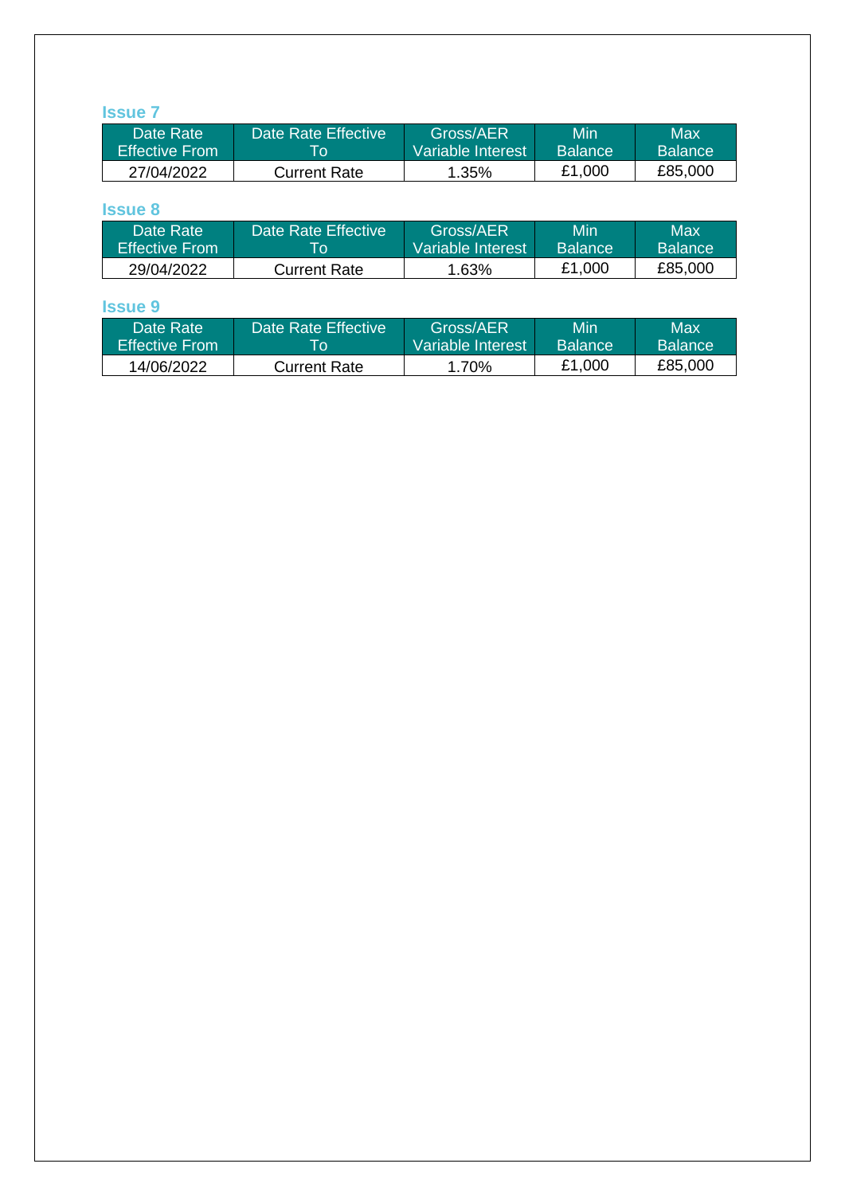### Issue 7

| Date Rate Effective From | Date Rate Effective To | Gross/AER Variable Interest | Min Balance | Max Balance |
|---|---|---|---|---|
| 27/04/2022 | Current Rate | 1.35% | £1,000 | £85,000 |

### Issue 8

| Date Rate Effective From | Date Rate Effective To | Gross/AER Variable Interest | Min Balance | Max Balance |
|---|---|---|---|---|
| 29/04/2022 | Current Rate | 1.63% | £1,000 | £85,000 |

### Issue 9

| Date Rate Effective From | Date Rate Effective To | Gross/AER Variable Interest | Min Balance | Max Balance |
|---|---|---|---|---|
| 14/06/2022 | Current Rate | 1.70% | £1,000 | £85,000 |